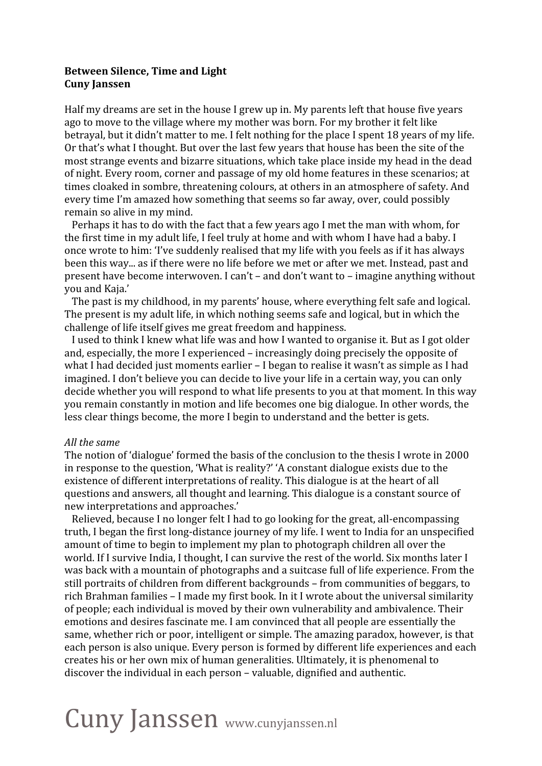**Between Silence, Time and Light**
**Cuny Janssen**

Half my dreams are set in the house I grew up in. My parents left that house five years ago to move to the village where my mother was born. For my brother it felt like betrayal, but it didn't matter to me. I felt nothing for the place I spent 18 years of my life. Or that's what I thought. But over the last few years that house has been the site of the most strange events and bizarre situations, which take place inside my head in the dead of night. Every room, corner and passage of my old home features in these scenarios; at times cloaked in sombre, threatening colours, at others in an atmosphere of safety. And every time I'm amazed how something that seems so far away, over, could possibly remain so alive in my mind.

Perhaps it has to do with the fact that a few years ago I met the man with whom, for the first time in my adult life, I feel truly at home and with whom I have had a baby. I once wrote to him: 'I've suddenly realised that my life with you feels as if it has always been this way... as if there were no life before we met or after we met. Instead, past and present have become interwoven. I can't – and don't want to – imagine anything without you and Kaja.'

The past is my childhood, in my parents' house, where everything felt safe and logical. The present is my adult life, in which nothing seems safe and logical, but in which the challenge of life itself gives me great freedom and happiness.

I used to think I knew what life was and how I wanted to organise it. But as I got older and, especially, the more I experienced – increasingly doing precisely the opposite of what I had decided just moments earlier – I began to realise it wasn't as simple as I had imagined. I don't believe you can decide to live your life in a certain way, you can only decide whether you will respond to what life presents to you at that moment. In this way you remain constantly in motion and life becomes one big dialogue. In other words, the less clear things become, the more I begin to understand and the better is gets.

*All the same*

The notion of 'dialogue' formed the basis of the conclusion to the thesis I wrote in 2000 in response to the question, 'What is reality?' 'A constant dialogue exists due to the existence of different interpretations of reality. This dialogue is at the heart of all questions and answers, all thought and learning. This dialogue is a constant source of new interpretations and approaches.'

Relieved, because I no longer felt I had to go looking for the great, all-encompassing truth, I began the first long-distance journey of my life. I went to India for an unspecified amount of time to begin to implement my plan to photograph children all over the world. If I survive India, I thought, I can survive the rest of the world. Six months later I was back with a mountain of photographs and a suitcase full of life experience. From the still portraits of children from different backgrounds – from communities of beggars, to rich Brahman families – I made my first book. In it I wrote about the universal similarity of people; each individual is moved by their own vulnerability and ambivalence. Their emotions and desires fascinate me. I am convinced that all people are essentially the same, whether rich or poor, intelligent or simple. The amazing paradox, however, is that each person is also unique. Every person is formed by different life experiences and each creates his or her own mix of human generalities. Ultimately, it is phenomenal to discover the individual in each person – valuable, dignified and authentic.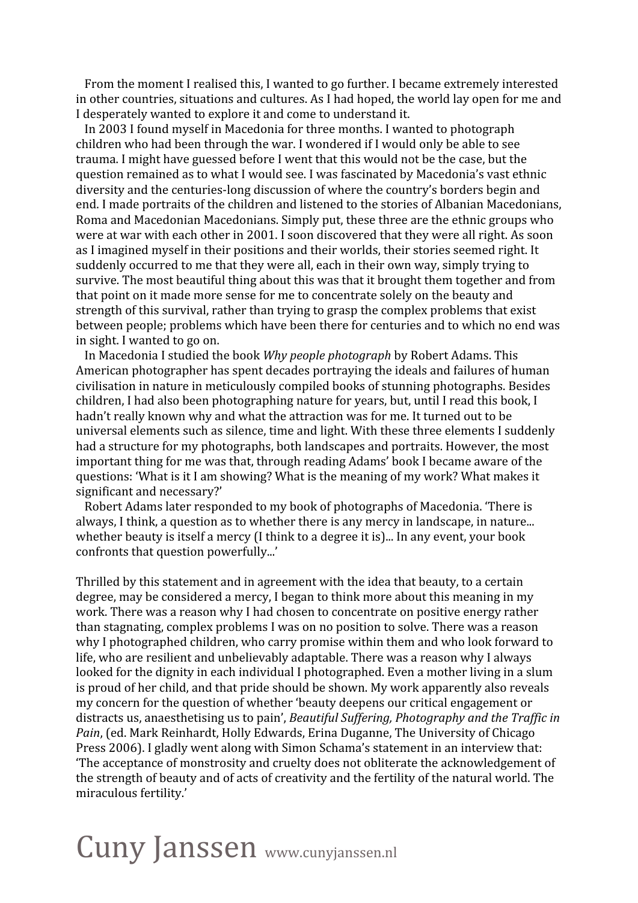From the moment I realised this, I wanted to go further. I became extremely interested in other countries, situations and cultures. As I had hoped, the world lay open for me and I desperately wanted to explore it and come to understand it.

In 2003 I found myself in Macedonia for three months. I wanted to photograph children who had been through the war. I wondered if I would only be able to see trauma. I might have guessed before I went that this would not be the case, but the question remained as to what I would see. I was fascinated by Macedonia's vast ethnic diversity and the centuries-long discussion of where the country's borders begin and end. I made portraits of the children and listened to the stories of Albanian Macedonians, Roma and Macedonian Macedonians. Simply put, these three are the ethnic groups who were at war with each other in 2001. I soon discovered that they were all right. As soon as I imagined myself in their positions and their worlds, their stories seemed right. It suddenly occurred to me that they were all, each in their own way, simply trying to survive. The most beautiful thing about this was that it brought them together and from that point on it made more sense for me to concentrate solely on the beauty and strength of this survival, rather than trying to grasp the complex problems that exist between people; problems which have been there for centuries and to which no end was in sight. I wanted to go on.

In Macedonia I studied the book *Why people photograph* by Robert Adams. This American photographer has spent decades portraying the ideals and failures of human civilisation in nature in meticulously compiled books of stunning photographs. Besides children, I had also been photographing nature for years, but, until I read this book, I hadn't really known why and what the attraction was for me. It turned out to be universal elements such as silence, time and light. With these three elements I suddenly had a structure for my photographs, both landscapes and portraits. However, the most important thing for me was that, through reading Adams' book I became aware of the questions: 'What is it I am showing? What is the meaning of my work? What makes it significant and necessary?'

Robert Adams later responded to my book of photographs of Macedonia. 'There is always, I think, a question as to whether there is any mercy in landscape, in nature... whether beauty is itself a mercy (I think to a degree it is)... In any event, your book confronts that question powerfully...'

Thrilled by this statement and in agreement with the idea that beauty, to a certain degree, may be considered a mercy, I began to think more about this meaning in my work. There was a reason why I had chosen to concentrate on positive energy rather than stagnating, complex problems I was on no position to solve. There was a reason why I photographed children, who carry promise within them and who look forward to life, who are resilient and unbelievably adaptable. There was a reason why I always looked for the dignity in each individual I photographed. Even a mother living in a slum is proud of her child, and that pride should be shown. My work apparently also reveals my concern for the question of whether 'beauty deepens our critical engagement or distracts us, anaesthetising us to pain', *Beautiful Suffering, Photography and the Traffic in Pain*, (ed. Mark Reinhardt, Holly Edwards, Erina Duganne, The University of Chicago Press 2006). I gladly went along with Simon Schama's statement in an interview that: 'The acceptance of monstrosity and cruelty does not obliterate the acknowledgement of the strength of beauty and of acts of creativity and the fertility of the natural world. The miraculous fertility.'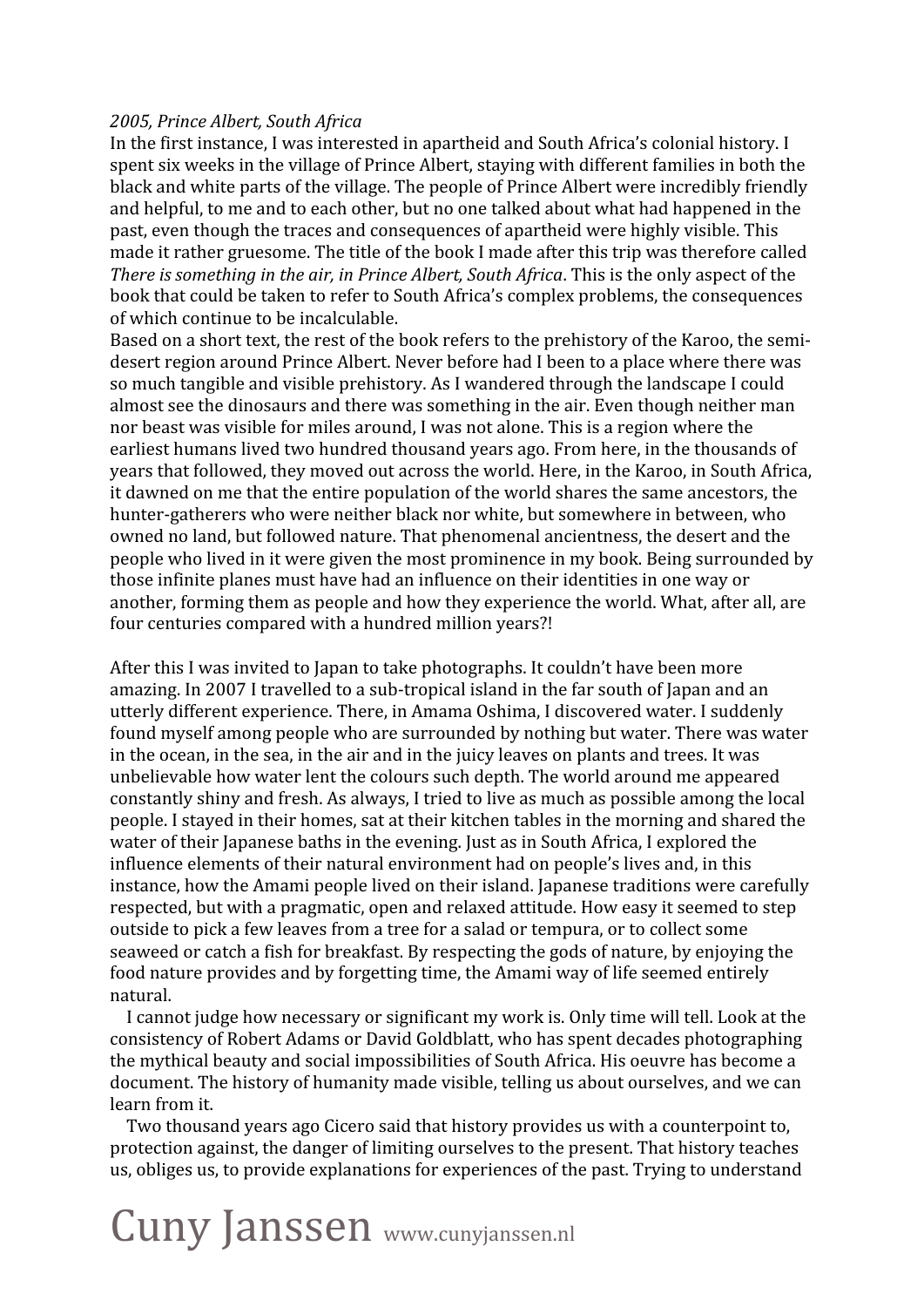*2005, Prince Albert, South Africa*

In the first instance, I was interested in apartheid and South Africa's colonial history. I spent six weeks in the village of Prince Albert, staying with different families in both the black and white parts of the village. The people of Prince Albert were incredibly friendly and helpful, to me and to each other, but no one talked about what had happened in the past, even though the traces and consequences of apartheid were highly visible. This made it rather gruesome. The title of the book I made after this trip was therefore called *There is something in the air, in Prince Albert, South Africa*. This is the only aspect of the book that could be taken to refer to South Africa's complex problems, the consequences of which continue to be incalculable.

Based on a short text, the rest of the book refers to the prehistory of the Karoo, the semi-desert region around Prince Albert. Never before had I been to a place where there was so much tangible and visible prehistory. As I wandered through the landscape I could almost see the dinosaurs and there was something in the air. Even though neither man nor beast was visible for miles around, I was not alone. This is a region where the earliest humans lived two hundred thousand years ago. From here, in the thousands of years that followed, they moved out across the world. Here, in the Karoo, in South Africa, it dawned on me that the entire population of the world shares the same ancestors, the hunter-gatherers who were neither black nor white, but somewhere in between, who owned no land, but followed nature. That phenomenal ancientness, the desert and the people who lived in it were given the most prominence in my book. Being surrounded by those infinite planes must have had an influence on their identities in one way or another, forming them as people and how they experience the world. What, after all, are four centuries compared with a hundred million years?!

After this I was invited to Japan to take photographs. It couldn't have been more amazing. In 2007 I travelled to a sub-tropical island in the far south of Japan and an utterly different experience. There, in Amama Oshima, I discovered water. I suddenly found myself among people who are surrounded by nothing but water. There was water in the ocean, in the sea, in the air and in the juicy leaves on plants and trees. It was unbelievable how water lent the colours such depth. The world around me appeared constantly shiny and fresh. As always, I tried to live as much as possible among the local people. I stayed in their homes, sat at their kitchen tables in the morning and shared the water of their Japanese baths in the evening. Just as in South Africa, I explored the influence elements of their natural environment had on people's lives and, in this instance, how the Amami people lived on their island. Japanese traditions were carefully respected, but with a pragmatic, open and relaxed attitude. How easy it seemed to step outside to pick a few leaves from a tree for a salad or tempura, or to collect some seaweed or catch a fish for breakfast. By respecting the gods of nature, by enjoying the food nature provides and by forgetting time, the Amami way of life seemed entirely natural.

I cannot judge how necessary or significant my work is. Only time will tell. Look at the consistency of Robert Adams or David Goldblatt, who has spent decades photographing the mythical beauty and social impossibilities of South Africa. His oeuvre has become a document. The history of humanity made visible, telling us about ourselves, and we can learn from it.

Two thousand years ago Cicero said that history provides us with a counterpoint to, protection against, the danger of limiting ourselves to the present. That history teaches us, obliges us, to provide explanations for experiences of the past. Trying to understand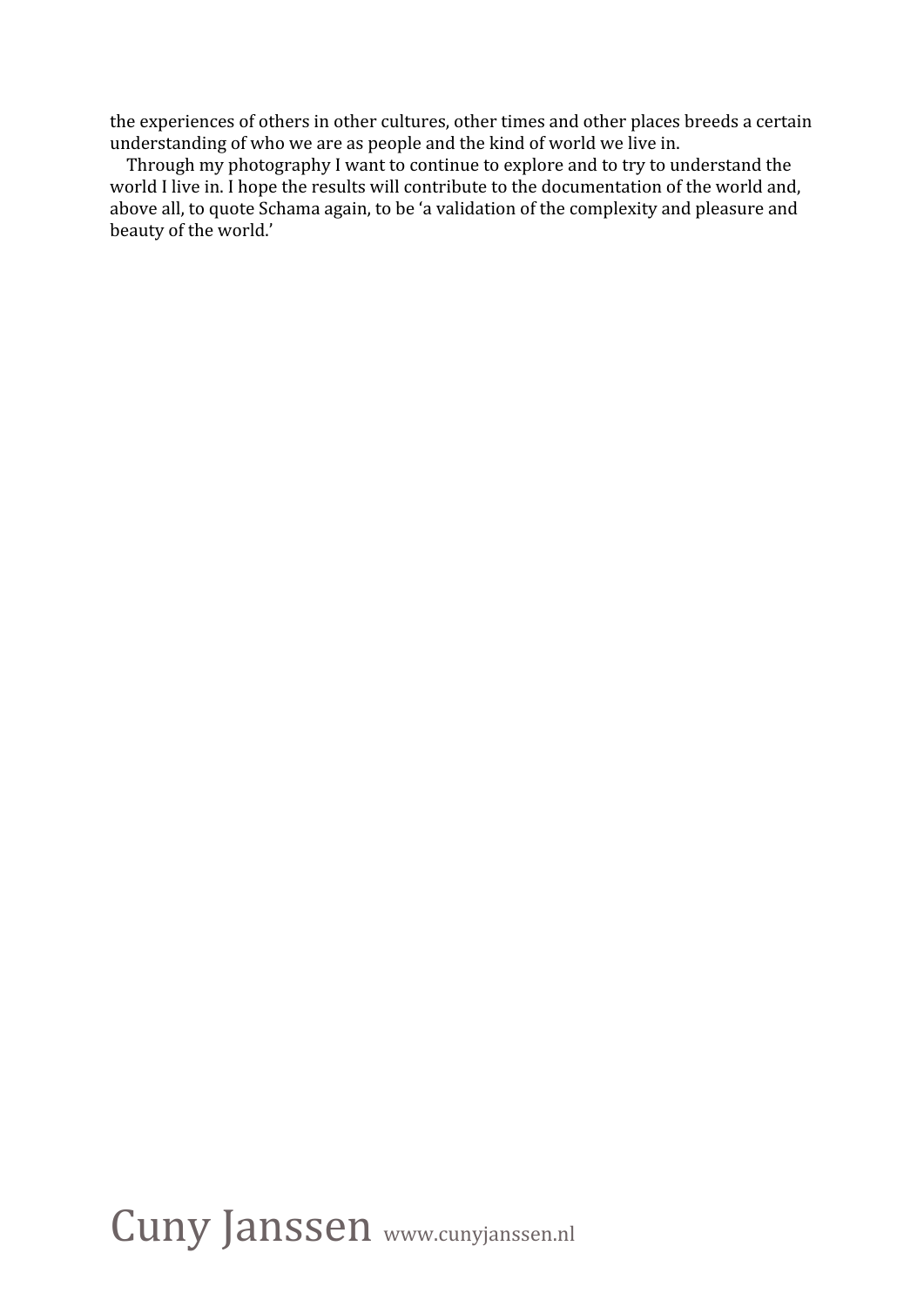the experiences of others in other cultures, other times and other places breeds a certain understanding of who we are as people and the kind of world we live in.

Through my photography I want to continue to explore and to try to understand the world I live in. I hope the results will contribute to the documentation of the world and, above all, to quote Schama again, to be 'a validation of the complexity and pleasure and beauty of the world.'